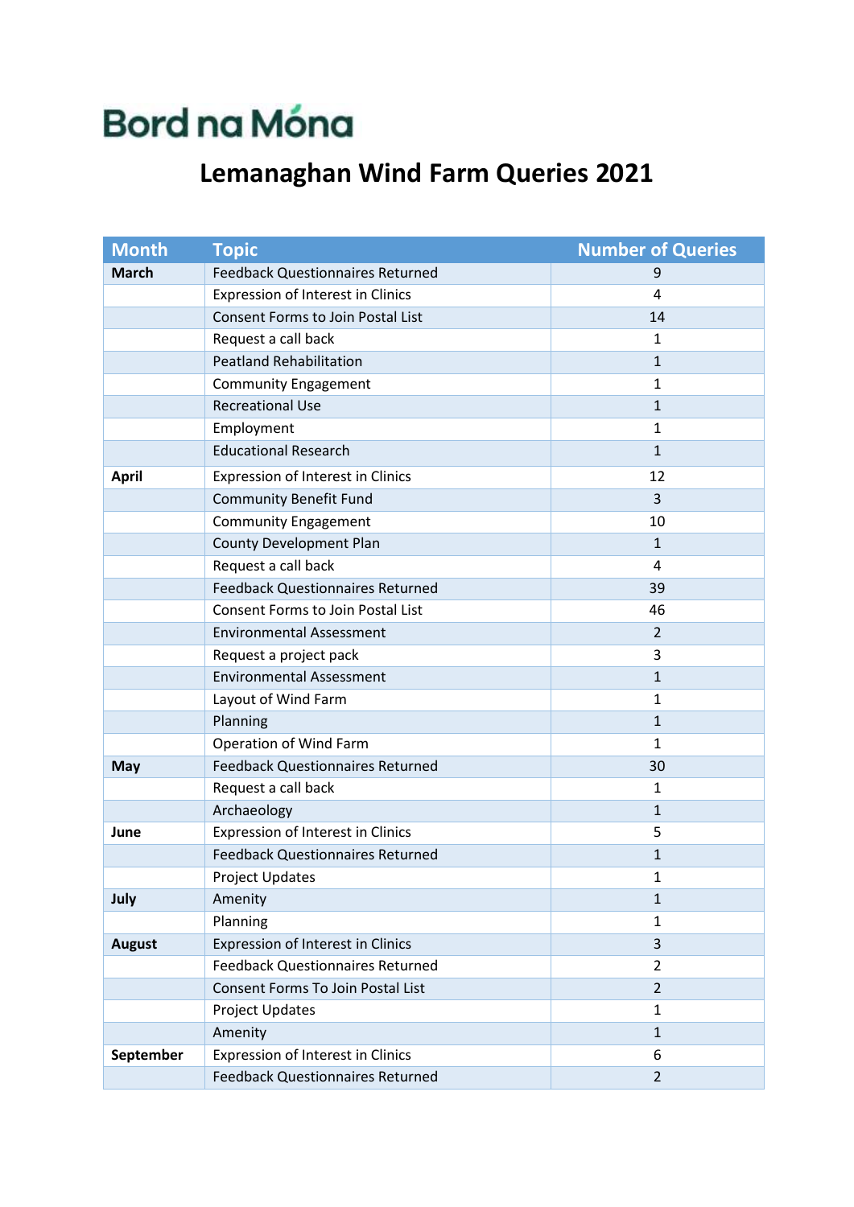Bord na Móna

# Lemanaghan Wind Farm Queries 2021

| Month | Topic | Number of Queries |
|---|---|---|
| **March** | Feedback Questionnaires Returned | 9 |
| | Expression of Interest in Clinics | 4 |
| | Consent Forms to Join Postal List | 14 |
| | Request a call back | 1 |
| | Peatland Rehabilitation | 1 |
| | Community Engagement | 1 |
| | Recreational Use | 1 |
| | Employment | 1 |
| | Educational Research | 1 |
| **April** | Expression of Interest in Clinics | 12 |
| | Community Benefit Fund | 3 |
| | Community Engagement | 10 |
| | County Development Plan | 1 |
| | Request a call back | 4 |
| | Feedback Questionnaires Returned | 39 |
| | Consent Forms to Join Postal List | 46 |
| | Environmental Assessment | 2 |
| | Request a project pack | 3 |
| | Environmental Assessment | 1 |
| | Layout of Wind Farm | 1 |
| | Planning | 1 |
| | Operation of Wind Farm | 1 |
| **May** | Feedback Questionnaires Returned | 30 |
| | Request a call back | 1 |
| | Archaeology | 1 |
| **June** | Expression of Interest in Clinics | 5 |
| | Feedback Questionnaires Returned | 1 |
| | Project Updates | 1 |
| **July** | Amenity | 1 |
| | Planning | 1 |
| **August** | Expression of Interest in Clinics | 3 |
| | Feedback Questionnaires Returned | 2 |
| | Consent Forms To Join Postal List | 2 |
| | Project Updates | 1 |
| | Amenity | 1 |
| **September** | Expression of Interest in Clinics | 6 |
| | Feedback Questionnaires Returned | 2 |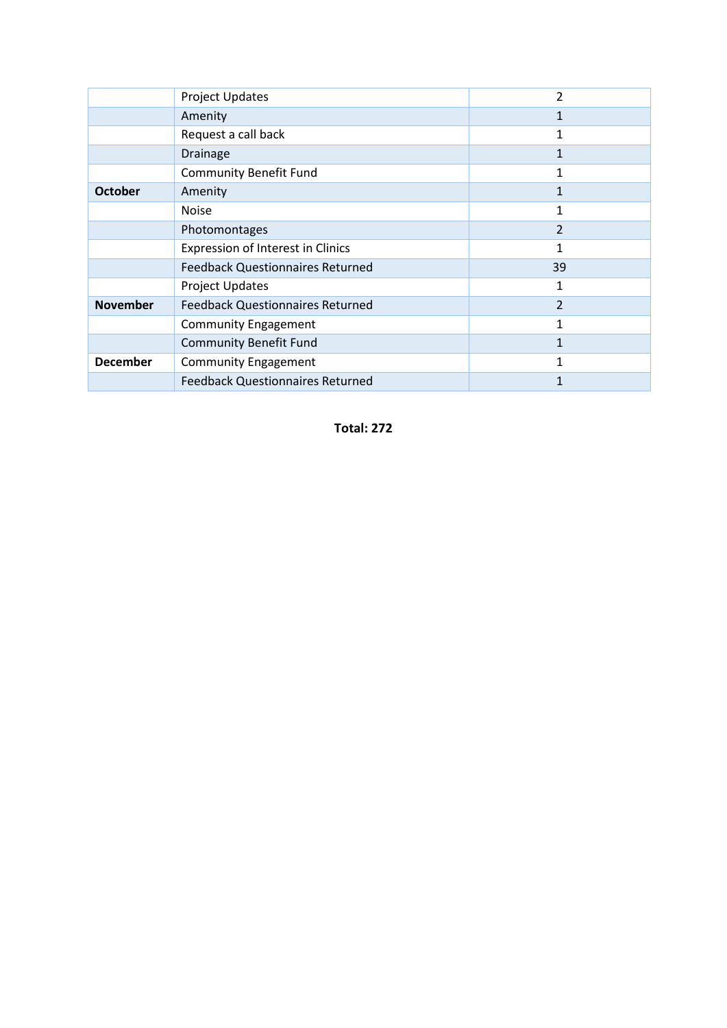| | | |
|---|---|---|
| | Project Updates | 2 |
| | Amenity | 1 |
| | Request a call back | 1 |
| | Drainage | 1 |
| | Community Benefit Fund | 1 |
| **October** | Amenity | 1 |
| | Noise | 1 |
| | Photomontages | 2 |
| | Expression of Interest in Clinics | 1 |
| | Feedback Questionnaires Returned | 39 |
| | Project Updates | 1 |
| **November** | Feedback Questionnaires Returned | 2 |
| | Community Engagement | 1 |
| | Community Benefit Fund | 1 |
| **December** | Community Engagement | 1 |
| | Feedback Questionnaires Returned | 1 |

**Total: 272**